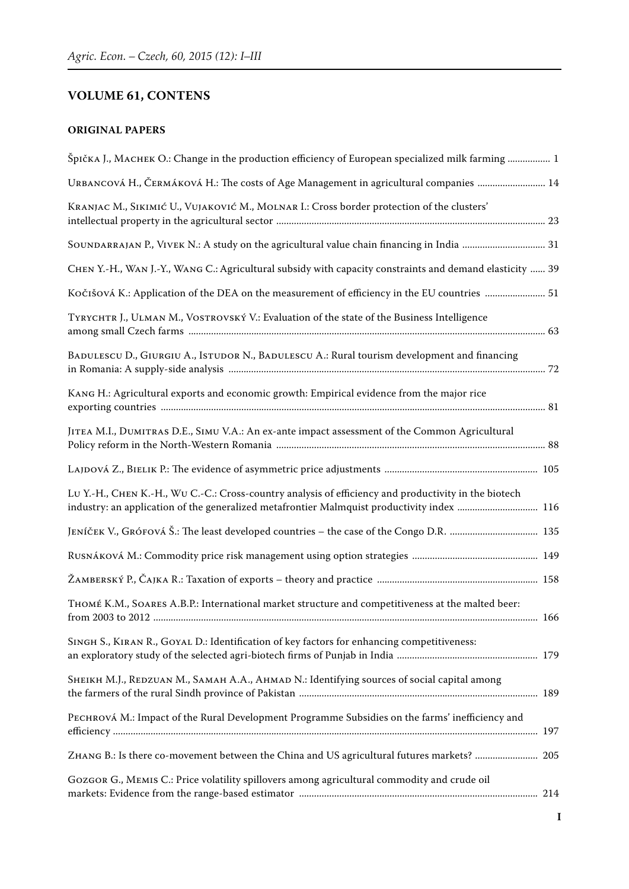## VOLUME 61, CONTENS

### ORIGINAL PAPERS

Špička J., Machek O.: Change in the production efficiency of European specialized milk farming ................ 1

Urbancová H., Čermáková H.: The costs of Age Management in agricultural companies .......................... 14

Kranjac M., Sikimić U., Vujaković M., Molnar I.: Cross border protection of the clusters' intellectual property in the agricultural sector .......................................................................................................... 23

Soundarrajan P., Vivek N.: A study on the agricultural value chain financing in India ................................ 31

Chen Y.-H., Wan J.-Y., Wang C.: Agricultural subsidy with capacity constraints and demand elasticity ...... 39

Kočišová K.: Application of the DEA on the measurement of efficiency in the EU countries ....................... 51

Tyrychtr J., Ulman M., Vostrovský V.: Evaluation of the state of the Business Intelligence among small Czech farms ............................................................................................................................................. 63

Badulescu D., Giurgiu A., Istudor N., Badulescu A.: Rural tourism development and financing in Romania: A supply-side analysis ............................................................................................................. 72

Kang H.: Agricultural exports and economic growth: Empirical evidence from the major rice exporting countries ....................................................................................................................................... 81

Jitea M.I., Dumitras D.E., Simu V.A.: An ex-ante impact assessment of the Common Agricultural Policy reform in the North-Western Romania .......................................................................................... 88

Lajdová Z., Bielik P.: The evidence of asymmetric price adjustments ............................................................ 105

Lu Y.-H., Chen K.-H., Wu C.-C.: Cross-country analysis of efficiency and productivity in the biotech industry: an application of the generalized metafrontier Malmquist productivity index ............................... 116

Jeníček V., Grófová Š.: The least developed countries – the case of the Congo D.R. .................................. 135

Rusnáková M.: Commodity price risk management using option strategies ................................................. 149

Žamberský P., Čajka R.: Taxation of exports – theory and practice ............................................................... 158

Thomé K.M., Soares A.B.P.: International market structure and competitiveness at the malted beer: from 2003 to 2012 ........................................................................................................................................ 166

Singh S., Kiran R., Goyal D.: Identification of key factors for enhancing competitiveness: an exploratory study of the selected agri-biotech firms of Punjab in India ....................................................... 179

Sheikh M.J., Redzuan M., Samah A.A., Ahmad N.: Identifying sources of social capital among the farmers of the rural Sindh province of Pakistan ............................................................................................. 189

Pechrová M.: Impact of the Rural Development Programme Subsidies on the farms' inefficiency and efficiency ..................................................................................................................................................... 197

Zhang B.: Is there co-movement between the China and US agricultural futures markets? ......................... 205

Gozgor G., Memis C.: Price volatility spillovers among agricultural commodity and crude oil markets: Evidence from the range-based estimator .............................................................................................. 214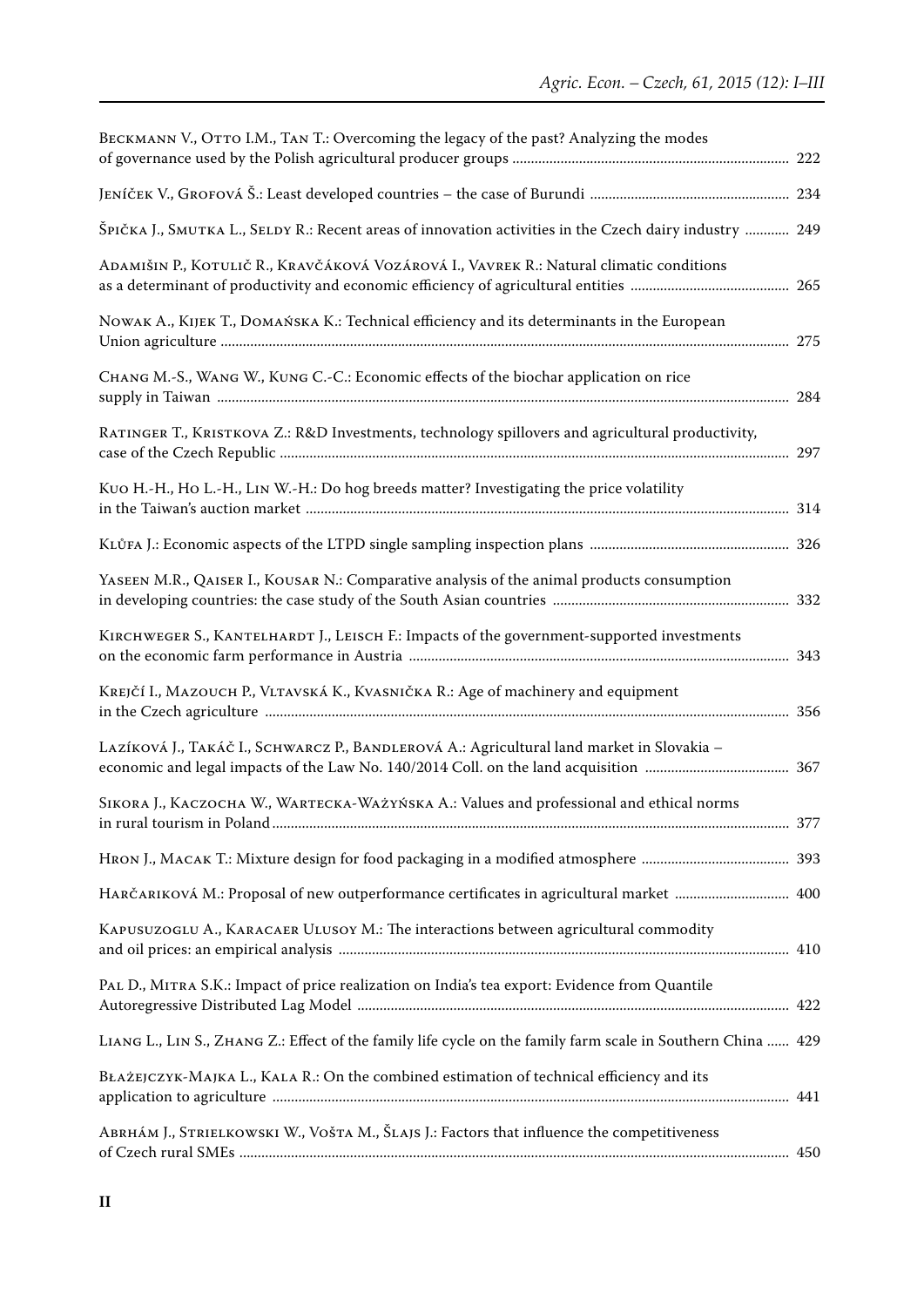Beckmann V., Otto I.M., Tan T.: Overcoming the legacy of the past? Analyzing the modes of governance used by the Polish agricultural producer groups ........ 222

Jeníček V., Grofová Š.: Least developed countries – the case of Burundi ........ 234

Špička J., Smutka L., Seldy R.: Recent areas of innovation activities in the Czech dairy industry ........ 249

Adamišin P., Kotulič R., Kravčáková Vozárová I., Vavrek R.: Natural climatic conditions as a determinant of productivity and economic efficiency of agricultural entities ........ 265

Nowak A., Kijek T., Domańska K.: Technical efficiency and its determinants in the European Union agriculture ........ 275

Chang M.-S., Wang W., Kung C.-C.: Economic effects of the biochar application on rice supply in Taiwan ........ 284

Ratinger T., Kristkova Z.: R&D Investments, technology spillovers and agricultural productivity, case of the Czech Republic ........ 297

Kuo H.-H., Ho L.-H., Lin W.-H.: Do hog breeds matter? Investigating the price volatility in the Taiwan's auction market ........ 314

Klůfa J.: Economic aspects of the LTPD single sampling inspection plans ........ 326

Yaseen M.R., Qaiser I., Kousar N.: Comparative analysis of the animal products consumption in developing countries: the case study of the South Asian countries ........ 332

Kirchweger S., Kantelhardt J., Leisch F.: Impacts of the government-supported investments on the economic farm performance in Austria ........ 343

Krejčí I., Mazouch P., Vltavská K., Kvasnička R.: Age of machinery and equipment in the Czech agriculture ........ 356

Lazíková J., Takáč I., Schwarcz P., Bandlerová A.: Agricultural land market in Slovakia – economic and legal impacts of the Law No. 140/2014 Coll. on the land acquisition ........ 367

Sikora J., Kaczocha W., Wartecka-Ważyńska A.: Values and professional and ethical norms in rural tourism in Poland ........ 377

Hron J., Macak T.: Mixture design for food packaging in a modified atmosphere ........ 393

Harčariková M.: Proposal of new outperformance certificates in agricultural market ........ 400

Kapusuzoglu A., Karacaer Ulusoy M.: The interactions between agricultural commodity and oil prices: an empirical analysis ........ 410

Pal D., Mitra S.K.: Impact of price realization on India's tea export: Evidence from Quantile Autoregressive Distributed Lag Model ........ 422

Liang L., Lin S., Zhang Z.: Effect of the family life cycle on the family farm scale in Southern China ........ 429

Błażejczyk-Majka L., Kala R.: On the combined estimation of technical efficiency and its application to agriculture ........ 441

Abrhám J., Strielkowski W., Vošta M., Šlajs J.: Factors that influence the competitiveness of Czech rural SMEs ........ 450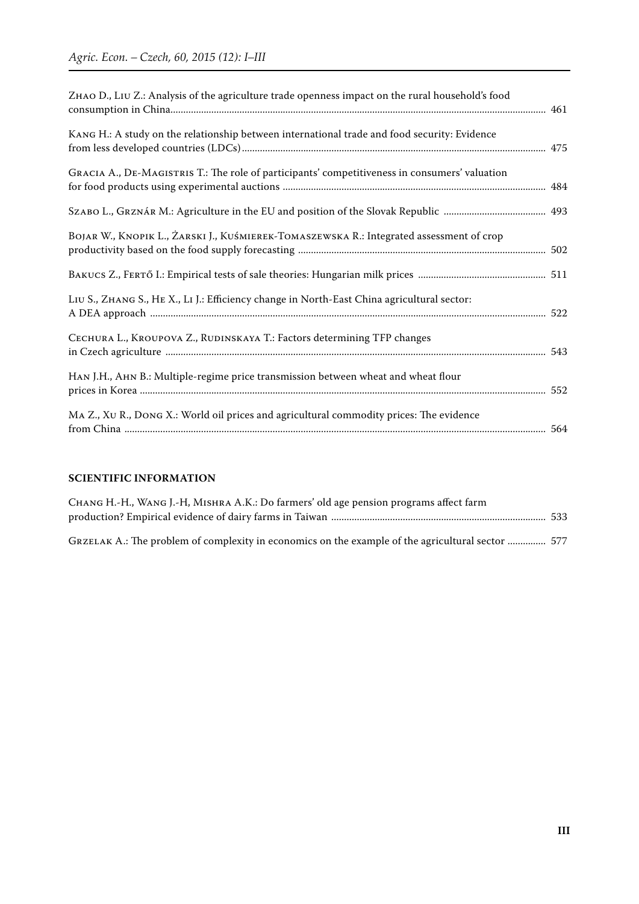Zhao D., Liu Z.: Analysis of the agriculture trade openness impact on the rural household's food consumption in China ..... 461

Kang H.: A study on the relationship between international trade and food security: Evidence from less developed countries (LDCs) ..... 475

Gracia A., De-Magistris T.: The role of participants' competitiveness in consumers' valuation for food products using experimental auctions ..... 484

Szabo L., Grznár M.: Agriculture in the EU and position of the Slovak Republic ..... 493

Bojar W., Knopik L., Żarski J., Kuśmierek-Tomaszewska R.: Integrated assessment of crop productivity based on the food supply forecasting ..... 502

Bakucs Z., Fertő I.: Empirical tests of sale theories: Hungarian milk prices ..... 511

Liu S., Zhang S., He X., Li J.: Efficiency change in North-East China agricultural sector: A DEA approach ..... 522

Cechura L., Kroupova Z., Rudinskaya T.: Factors determining TFP changes in Czech agriculture ..... 543

Han J.H., Ahn B.: Multiple-regime price transmission between wheat and wheat flour prices in Korea ..... 552

Ma Z., Xu R., Dong X.: World oil prices and agricultural commodity prices: The evidence from China ..... 564

## SCIENTIFIC INFORMATION

Chang H.-H., Wang J.-H, Mishra A.K.: Do farmers' old age pension programs affect farm production? Empirical evidence of dairy farms in Taiwan ..... 533

Grzelak A.: The problem of complexity in economics on the example of the agricultural sector ..... 577